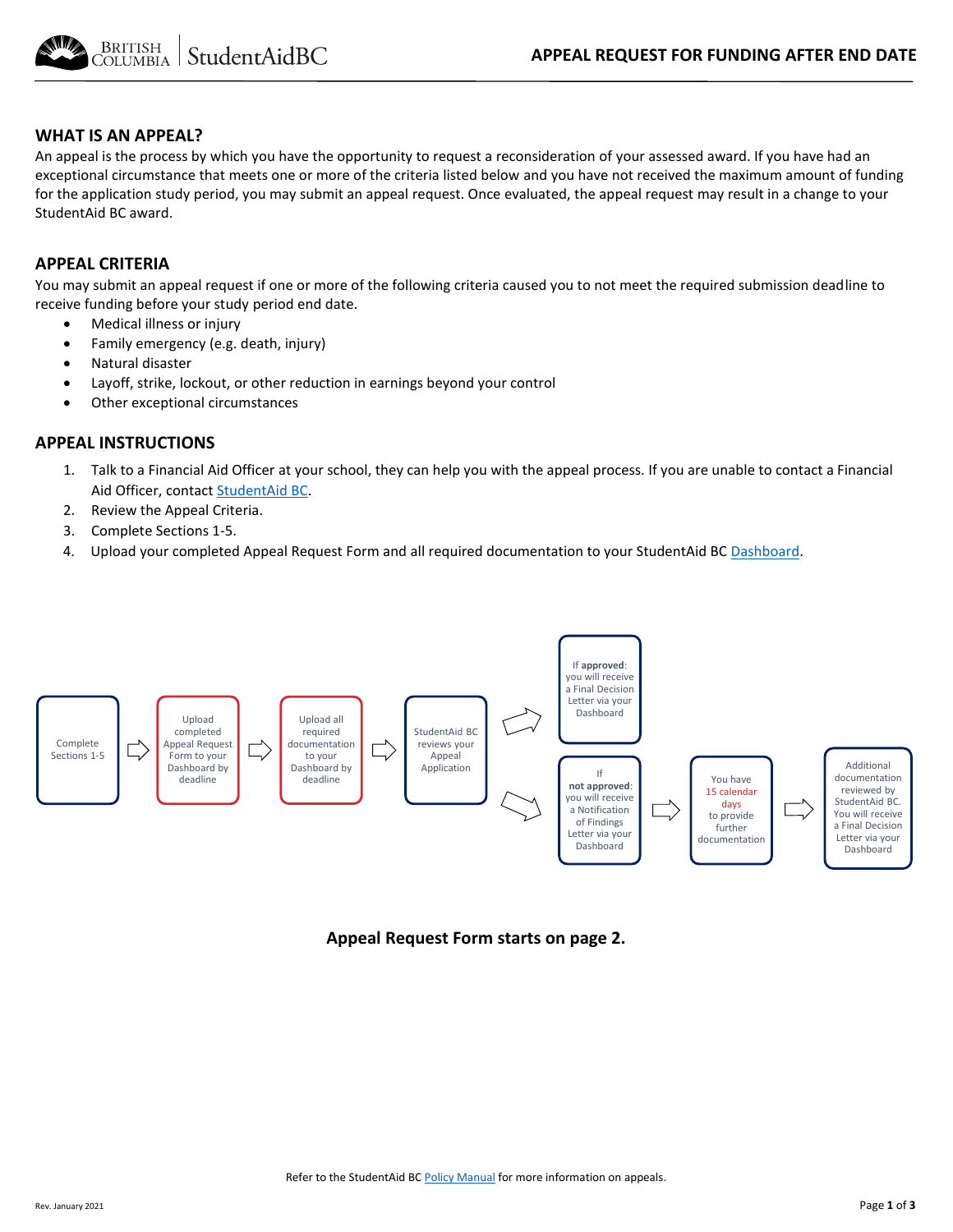# APPEAL REQUEST FOR FUNDING AFTER END DATE

## WHAT IS AN APPEAL?

An appeal is the process by which you have the opportunity to request a reconsideration of your assessed award. If you have had an exceptional circumstance that meets one or more of the criteria listed below and you have not received the maximum amount of funding for the application study period, you may submit an appeal request. Once evaluated, the appeal request may result in a change to your StudentAid BC award.

## APPEAL CRITERIA

You may submit an appeal request if one or more of the following criteria caused you to not meet the required submission deadline to receive funding before your study period end date.

- Medical illness or injury
- Family emergency (e.g. death, injury)
- Natural disaster
- Layoff, strike, lockout, or other reduction in earnings beyond your control
- Other exceptional circumstances

## APPEAL INSTRUCTIONS

1. Talk to a Financial Aid Officer at your school, they can help you with the appeal process. If you are unable to contact a Financial Aid Officer, contact StudentAid BC.
2. Review the Appeal Criteria.
3. Complete Sections 1-5.
4. Upload your completed Appeal Request Form and all required documentation to your StudentAid BC Dashboard.

Complete Sections 1-5 → Upload completed Appeal Request Form to your Dashboard by deadline → Upload all required documentation to your Dashboard by deadline → StudentAid BC reviews your Appeal Application

- If **approved**: you will receive a Final Decision Letter via your Dashboard
- If **not approved**: you will receive a Notification of Findings Letter via your Dashboard → You have 15 calendar days to provide further documentation → Additional documentation reviewed by StudentAid BC. You will receive a Final Decision Letter via your Dashboard

**Appeal Request Form starts on page 2.**

Refer to the StudentAid BC Policy Manual for more information on appeals.

Rev. January 2021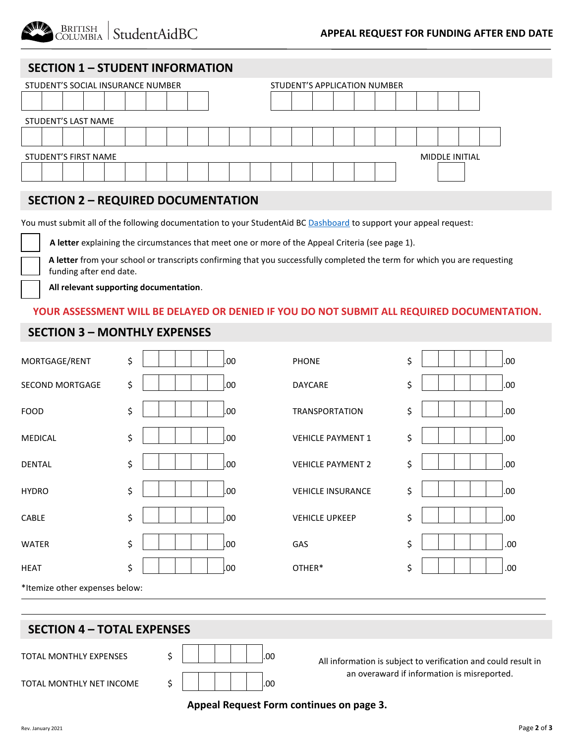# APPEAL REQUEST FOR FUNDING AFTER END DATE

## SECTION 1 – STUDENT INFORMATION

STUDENT'S SOCIAL INSURANCE NUMBER

STUDENT'S APPLICATION NUMBER

STUDENT'S LAST NAME

STUDENT'S FIRST NAME

MIDDLE INITIAL

## SECTION 2 – REQUIRED DOCUMENTATION

You must submit all of the following documentation to your StudentAid BC Dashboard to support your appeal request:

- ☐ **A letter** explaining the circumstances that meet one or more of the Appeal Criteria (see page 1).
- ☐ **A letter** from your school or transcripts confirming that you successfully completed the term for which you are requesting funding after end date.
- ☐ **All relevant supporting documentation**.

**YOUR ASSESSMENT WILL BE DELAYED OR DENIED IF YOU DO NOT SUBMIT ALL REQUIRED DOCUMENTATION.**

## SECTION 3 – MONTHLY EXPENSES

| Expense | Amount | Expense | Amount |
|---|---|---|---|
| MORTGAGE/RENT | $ .00 | PHONE | $ .00 |
| SECOND MORTGAGE | $ .00 | DAYCARE | $ .00 |
| FOOD | $ .00 | TRANSPORTATION | $ .00 |
| MEDICAL | $ .00 | VEHICLE PAYMENT 1 | $ .00 |
| DENTAL | $ .00 | VEHICLE PAYMENT 2 | $ .00 |
| HYDRO | $ .00 | VEHICLE INSURANCE | $ .00 |
| CABLE | $ .00 | VEHICLE UPKEEP | $ .00 |
| WATER | $ .00 | GAS | $ .00 |
| HEAT | $ .00 | OTHER* | $ .00 |

*Itemize other expenses below:

## SECTION 4 – TOTAL EXPENSES

TOTAL MONTHLY EXPENSES $ .00

TOTAL MONTHLY NET INCOME $ .00

All information is subject to verification and could result in an overaward if information is misreported.

**Appeal Request Form continues on page 3.**

Rev. January 2021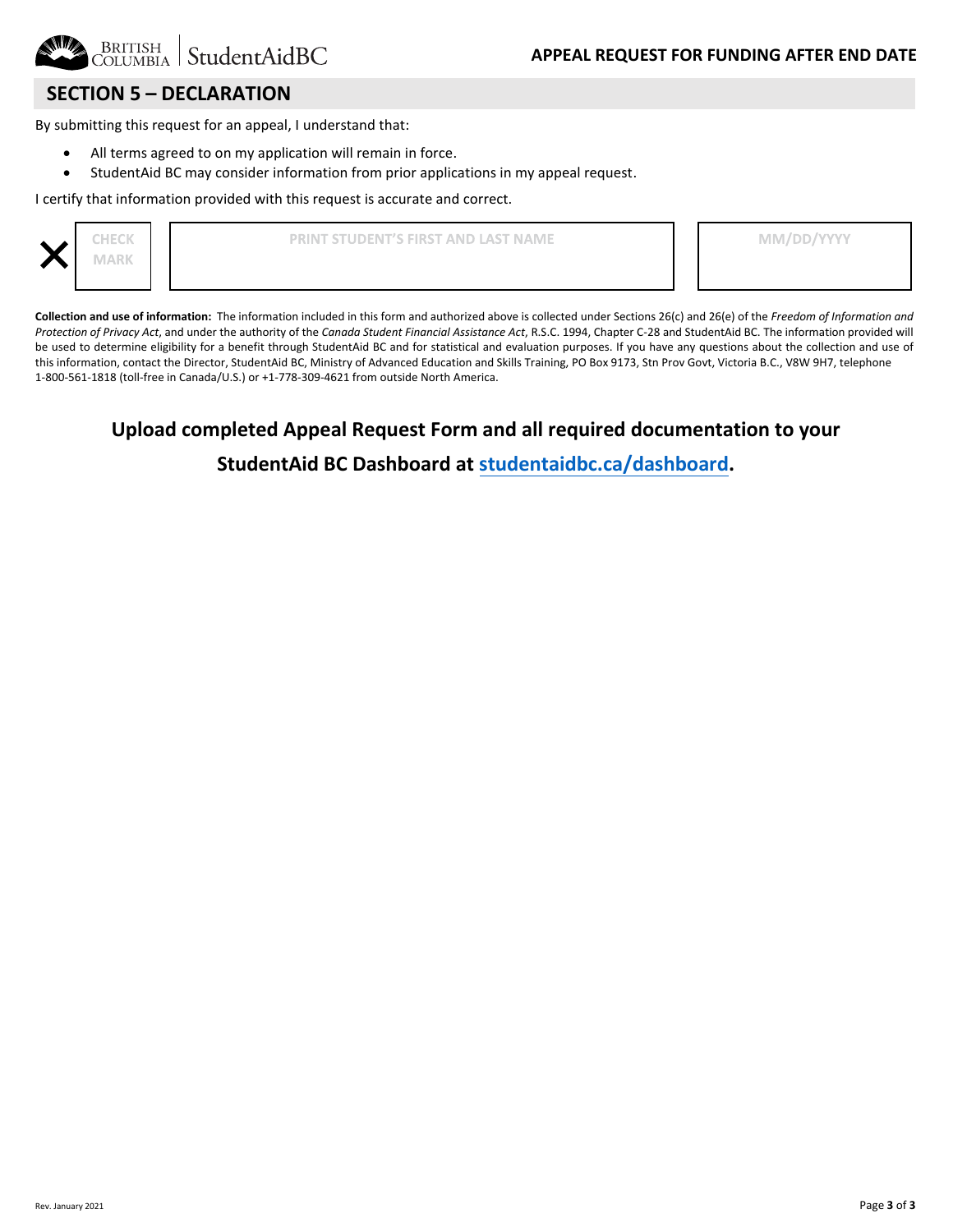## SECTION 5 – DECLARATION

By submitting this request for an appeal, I understand that:

- All terms agreed to on my application will remain in force.
- StudentAid BC may consider information from prior applications in my appeal request.

I certify that information provided with this request is accurate and correct.

| ✕ CHECK MARK | PRINT STUDENT'S FIRST AND LAST NAME | MM/DD/YYYY |
|---|---|---|
| | | |

**Collection and use of information:** The information included in this form and authorized above is collected under Sections 26(c) and 26(e) of the *Freedom of Information and Protection of Privacy Act*, and under the authority of the *Canada Student Financial Assistance Act*, R.S.C. 1994, Chapter C-28 and StudentAid BC. The information provided will be used to determine eligibility for a benefit through StudentAid BC and for statistical and evaluation purposes. If you have any questions about the collection and use of this information, contact the Director, StudentAid BC, Ministry of Advanced Education and Skills Training, PO Box 9173, Stn Prov Govt, Victoria B.C., V8W 9H7, telephone 1-800-561-1818 (toll-free in Canada/U.S.) or +1-778-309-4621 from outside North America.

**Upload completed Appeal Request Form and all required documentation to your StudentAid BC Dashboard at studentaidbc.ca/dashboard.**

Rev. January 2021